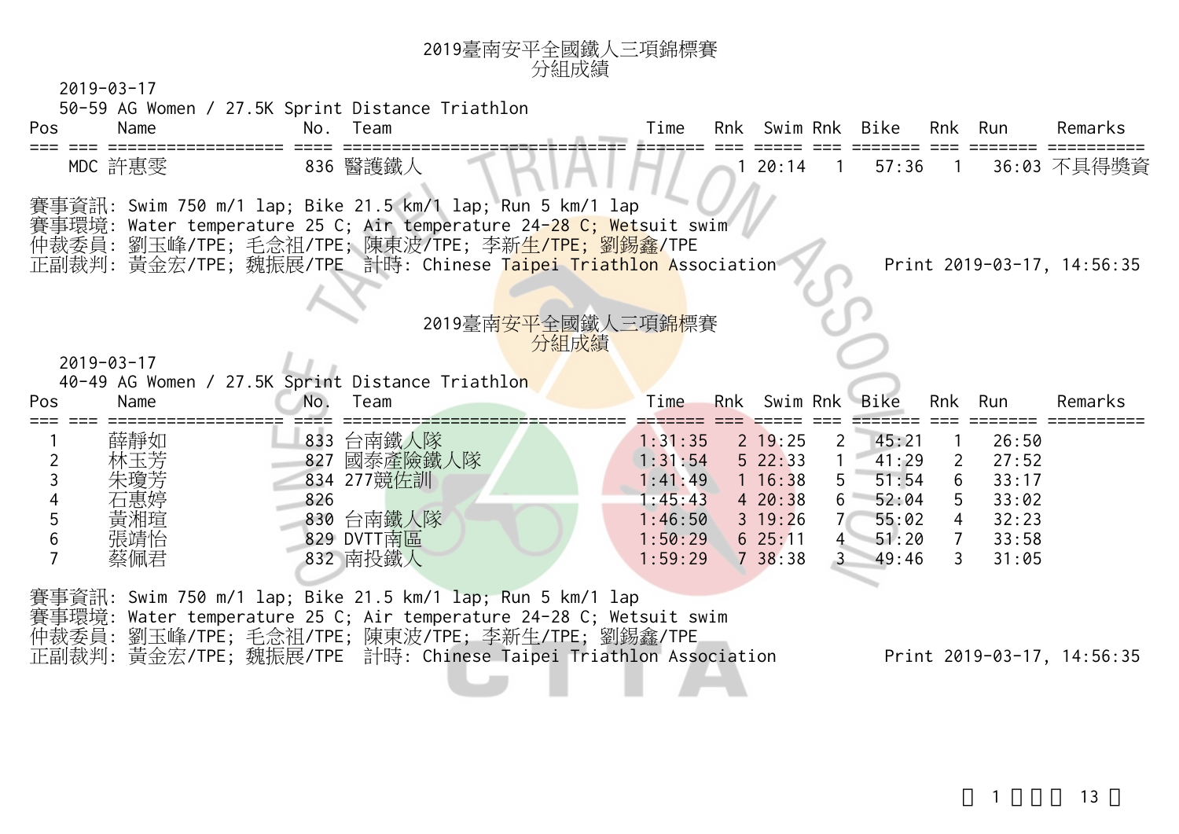# 2019臺南安平全國鐵人三項錦標賽
## 分組成績

2019-03-17

50-59 AG Women / 27.5K Sprint Distance Triathlon

| Pos | | Name | No. | Team | Time | Rnk | Swim | Rnk | Bike | Rnk | Run | Remarks |
|---|---|---|---|---|---|---|---|---|---|---|---|---|
| | MDC | 許惠雯 | 836 | 醫護鐵人 | | 1 | 20:14 | 1 | 57:36 | 1 | 36:03 | 不具得獎資 |

賽事資訊: Swim 750 m/1 lap; Bike 21.5 km/1 lap; Run 5 km/1 lap
賽事環境: Water temperature 25 C; Air temperature 24-28 C; Wetsuit swim
仲裁委員: 劉玉峰/TPE; 毛念祖/TPE; 陳東波/TPE; 李新生/TPE; 劉錫鑫/TPE
正副裁判: 黃金宏/TPE; 魏振展/TPE　計時: Chinese Taipei Triathlon Association　　Print 2019-03-17, 14:56:35

# 2019臺南安平全國鐵人三項錦標賽
## 分組成績

2019-03-17

40-49 AG Women / 27.5K Sprint Distance Triathlon

| Pos | | Name | No. | Team | Time | Rnk | Swim | Rnk | Bike | Rnk | Run | Remarks |
|---|---|---|---|---|---|---|---|---|---|---|---|---|
| 1 | | 薛靜如 | 833 | 台南鐵人隊 | 1:31:35 | 2 | 19:25 | 2 | 45:21 | 1 | 26:50 | |
| 2 | | 林玉芳 | 827 | 國泰產險鐵人隊 | 1:31:54 | 5 | 22:33 | 1 | 41:29 | 2 | 27:52 | |
| 3 | | 朱瓊芳 | 834 | 277競佐訓 | 1:41:49 | 1 | 16:38 | 5 | 51:54 | 6 | 33:17 | |
| 4 | | 石惠婷 | 826 | | 1:45:43 | 4 | 20:38 | 6 | 52:04 | 5 | 33:02 | |
| 5 | | 黃湘瑄 | 830 | 台南鐵人隊 | 1:46:50 | 3 | 19:26 | 7 | 55:02 | 4 | 32:23 | |
| 6 | | 張靖怡 | 829 | DVTT南區 | 1:50:29 | 6 | 25:11 | 4 | 51:20 | 7 | 33:58 | |
| 7 | | 蔡佩君 | 832 | 南投鐵人 | 1:59:29 | 7 | 38:38 | 3 | 49:46 | 3 | 31:05 | |

賽事資訊: Swim 750 m/1 lap; Bike 21.5 km/1 lap; Run 5 km/1 lap
賽事環境: Water temperature 25 C; Air temperature 24-28 C; Wetsuit swim
仲裁委員: 劉玉峰/TPE; 毛念祖/TPE; 陳東波/TPE; 李新生/TPE; 劉錫鑫/TPE
正副裁判: 黃金宏/TPE; 魏振展/TPE　計時: Chinese Taipei Triathlon Association　　Print 2019-03-17, 14:56:35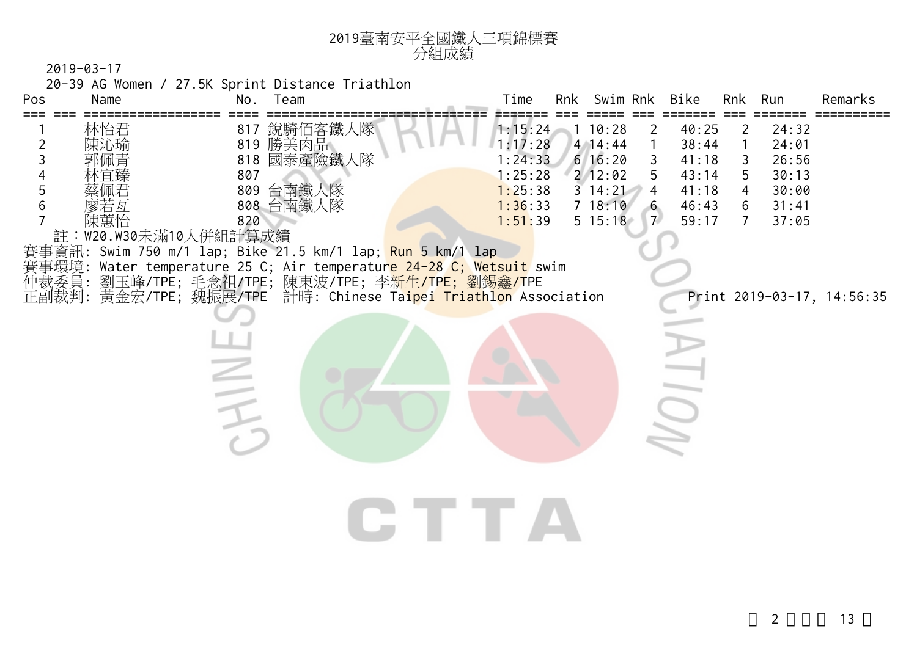# 2019臺南安平全國鐵人三項錦標賽

## 分組成績

2019-03-17

20-39 AG Women / 27.5K Sprint Distance Triathlon

| Pos | Name | No. | Team | Time | Rnk | Swim | Rnk | Bike | Rnk | Run | Remarks |
|---|---|---|---|---|---|---|---|---|---|---|---|
| 1 | 林怡君 | 817 | 銳騎佰客鐵人隊 | 1:15:24 | 1 | 10:28 | 2 | 40:25 | 2 | 24:32 | |
| 2 | 陳沁瑜 | 819 | 勝美肉品 | 1:17:28 | 4 | 14:44 | 1 | 38:44 | 1 | 24:01 | |
| 3 | 郭佩青 | 818 | 國泰產險鐵人隊 | 1:24:33 | 6 | 16:20 | 3 | 41:18 | 3 | 26:56 | |
| 4 | 林宜臻 | 807 | | 1:25:28 | 2 | 12:02 | 5 | 43:14 | 5 | 30:13 | |
| 5 | 蔡佩君 | 809 | 台南鐵人隊 | 1:25:38 | 3 | 14:21 | 4 | 41:18 | 4 | 30:00 | |
| 6 | 廖若亙 | 808 | 台南鐵人隊 | 1:36:33 | 7 | 18:10 | 6 | 46:43 | 6 | 31:41 | |
| 7 | 陳蕙怡 | 820 | | 1:51:39 | 5 | 15:18 | 7 | 59:17 | 7 | 37:05 | |

註：W20.W30未滿10人併組計算成績

賽事資訊: Swim 750 m/1 lap; Bike 21.5 km/1 lap; Run 5 km/1 lap

賽事環境: Water temperature 25 C; Air temperature 24-28 C; Wetsuit swim

仲裁委員: 劉玉峰/TPE; 毛念祖/TPE; 陳東波/TPE; 李新生/TPE; 劉錫鑫/TPE

正副裁判: 黃金宏/TPE; 魏振展/TPE　計時: Chinese Taipei Triathlon Association

Print 2019-03-17, 14:56:35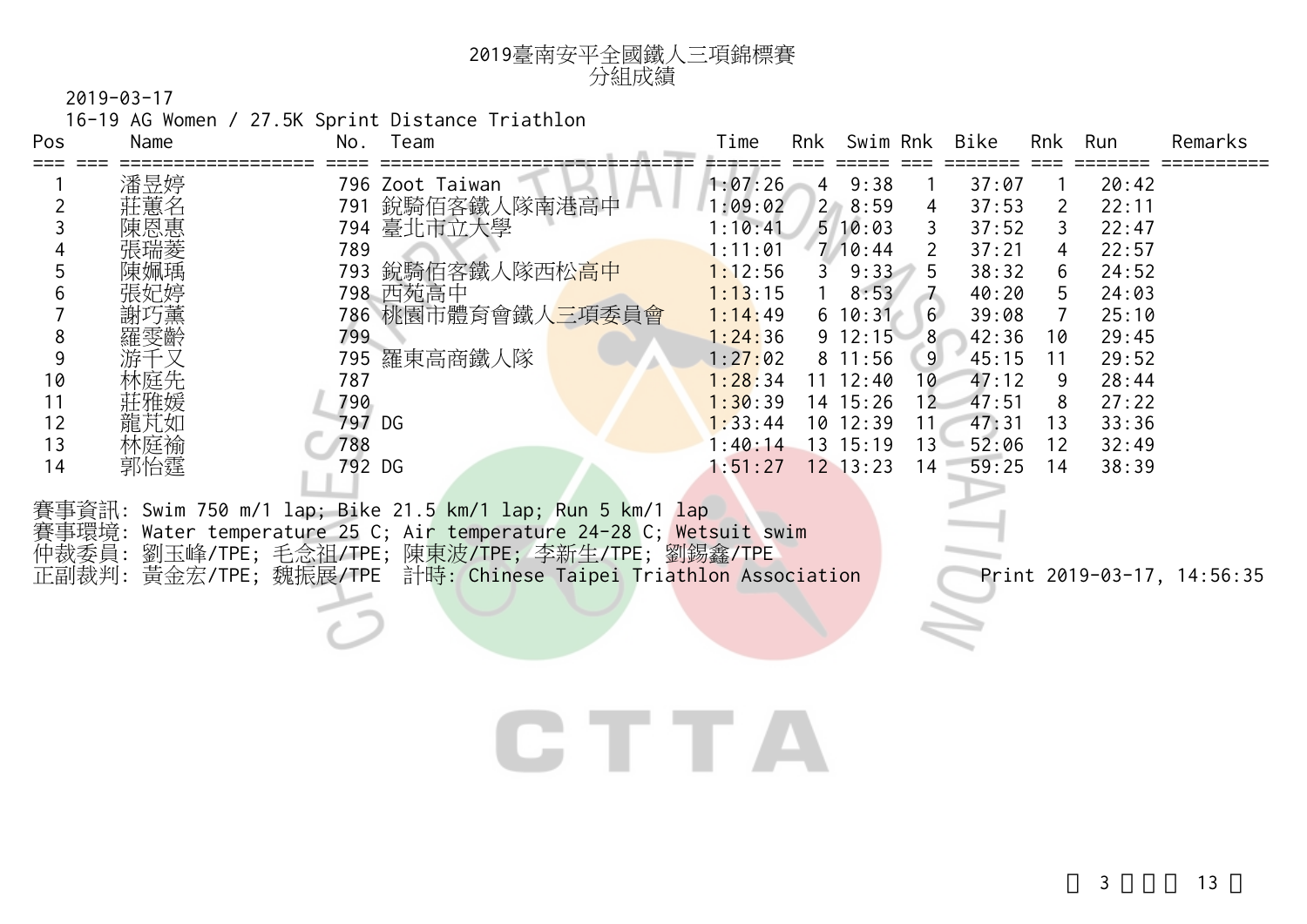# 2019臺南安平全國鐵人三項錦標賽
## 分組成績

2019-03-17

16-19 AG Women / 27.5K Sprint Distance Triathlon

| Pos | Name | No. | Team | Time | Rnk | Swim | Rnk | Bike | Rnk | Run | Remarks |
|---|---|---|---|---|---|---|---|---|---|---|---|
| 1 | 潘昱婷 | 796 | Zoot Taiwan | 1:07:26 | 4 | 9:38 | 1 | 37:07 | 1 | 20:42 | |
| 2 | 莊蕙名 | 791 | 銳騎佰客鐵人隊南港高中 | 1:09:02 | 2 | 8:59 | 4 | 37:53 | 2 | 22:11 | |
| 3 | 陳恩惠 | 794 | 臺北市立大學 | 1:10:41 | 5 | 10:03 | 3 | 37:52 | 3 | 22:47 | |
| 4 | 張瑞菱 | 789 | | 1:11:01 | 7 | 10:44 | 2 | 37:21 | 4 | 22:57 | |
| 5 | 陳姵瑀 | 793 | 銳騎佰客鐵人隊西松高中 | 1:12:56 | 3 | 9:33 | 5 | 38:32 | 6 | 24:52 | |
| 6 | 張妃婷 | 798 | 西苑高中 | 1:13:15 | 1 | 8:53 | 7 | 40:20 | 5 | 24:03 | |
| 7 | 謝巧薰 | 786 | 桃園市體育會鐵人三項委員會 | 1:14:49 | 6 | 10:31 | 6 | 39:08 | 7 | 25:10 | |
| 8 | 羅雯齡 | 799 | | 1:24:36 | 9 | 12:15 | 8 | 42:36 | 10 | 29:45 | |
| 9 | 游千又 | 795 | 羅東高商鐵人隊 | 1:27:02 | 8 | 11:56 | 9 | 45:15 | 11 | 29:52 | |
| 10 | 林庭先 | 787 | | 1:28:34 | 11 | 12:40 | 10 | 47:12 | 9 | 28:44 | |
| 11 | 莊雅媛 | 790 | | 1:30:39 | 14 | 15:26 | 12 | 47:51 | 8 | 27:22 | |
| 12 | 龍芃如 | 797 | DG | 1:33:44 | 10 | 12:39 | 11 | 47:31 | 13 | 33:36 | |
| 13 | 林庭褕 | 788 | | 1:40:14 | 13 | 15:19 | 13 | 52:06 | 12 | 32:49 | |
| 14 | 郭怡霆 | 792 | DG | 1:51:27 | 12 | 13:23 | 14 | 59:25 | 14 | 38:39 | |

賽事資訊: Swim 750 m/1 lap; Bike 21.5 km/1 lap; Run 5 km/1 lap

賽事環境: Water temperature 25 C; Air temperature 24-28 C; Wetsuit swim

仲裁委員: 劉玉峰/TPE; 毛念祖/TPE; 陳東波/TPE; 李新生/TPE; 劉錫鑫/TPE

正副裁判: 黃金宏/TPE; 魏振展/TPE 計時: Chinese Taipei Triathlon Association

Print 2019-03-17, 14:56:35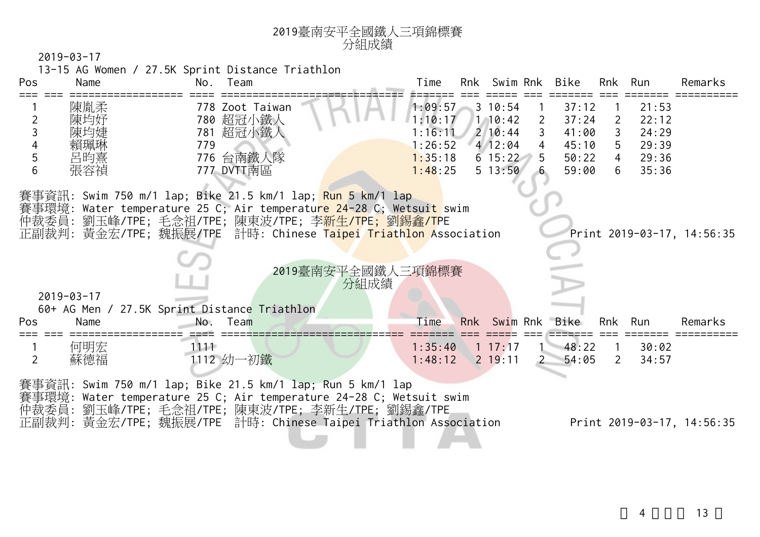# 2019臺南安平全國鐵人三項錦標賽
## 分組成績

2019-03-17

13-15 AG Women / 27.5K Sprint Distance Triathlon

| Pos | | Name | No. | Team | Time | Rnk | Swim | Rnk | Bike | Rnk | Run | Remarks |
|---|---|---|---|---|---|---|---|---|---|---|---|---|
| 1 | | 陳胤柔 | 778 | Zoot Taiwan | 1:09:57 | 3 | 10:54 | 1 | 37:12 | 1 | 21:53 | |
| 2 | | 陳均妤 | 780 | 超冠小鐵人 | 1:10:17 | 1 | 10:42 | 2 | 37:24 | 2 | 22:12 | |
| 3 | | 陳均婕 | 781 | 超冠小鐵人 | 1:16:11 | 2 | 10:44 | 3 | 41:00 | 3 | 24:29 | |
| 4 | | 賴珮琳 | 779 | | 1:26:52 | 4 | 12:04 | 4 | 45:10 | 5 | 29:39 | |
| 5 | | 呂昀熹 | 776 | 台南鐵人隊 | 1:35:18 | 6 | 15:22 | 5 | 50:22 | 4 | 29:36 | |
| 6 | | 張容禎 | 777 | DVTT南區 | 1:48:25 | 5 | 13:50 | 6 | 59:00 | 6 | 35:36 | |

賽事資訊: Swim 750 m/1 lap; Bike 21.5 km/1 lap; Run 5 km/1 lap
賽事環境: Water temperature 25 C; Air temperature 24-28 C; Wetsuit swim
仲裁委員: 劉玉峰/TPE; 毛念祖/TPE; 陳東波/TPE; 李新生/TPE; 劉錫鑫/TPE
正副裁判: 黃金宏/TPE; 魏振展/TPE 計時: Chinese Taipei Triathlon Association

Print 2019-03-17, 14:56:35

# 2019臺南安平全國鐵人三項錦標賽
## 分組成績

2019-03-17

60+ AG Men / 27.5K Sprint Distance Triathlon

| Pos | | Name | No. | Team | Time | Rnk | Swim | Rnk | Bike | Rnk | Run | Remarks |
|---|---|---|---|---|---|---|---|---|---|---|---|---|
| 1 | | 何明宏 | 1111 | | 1:35:40 | 1 | 17:17 | 1 | 48:22 | 1 | 30:02 | |
| 2 | | 蘇德福 | 1112 | 幼一初鐵 | 1:48:12 | 2 | 19:11 | 2 | 54:05 | 2 | 34:57 | |

賽事資訊: Swim 750 m/1 lap; Bike 21.5 km/1 lap; Run 5 km/1 lap
賽事環境: Water temperature 25 C; Air temperature 24-28 C; Wetsuit swim
仲裁委員: 劉玉峰/TPE; 毛念祖/TPE; 陳東波/TPE; 李新生/TPE; 劉錫鑫/TPE
正副裁判: 黃金宏/TPE; 魏振展/TPE 計時: Chinese Taipei Triathlon Association

Print 2019-03-17, 14:56:35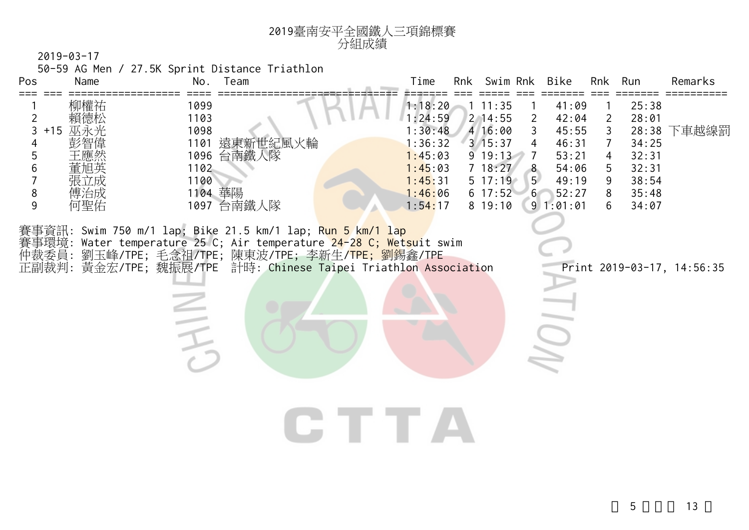# 2019臺南安平全國鐵人三項錦標賽
## 分組成績

2019-03-17

50-59 AG Men / 27.5K Sprint Distance Triathlon

| Pos | | Name | No. | Team | Time | Rnk | Swim | Rnk | Bike | Rnk | Run | Remarks |
|---|---|---|---|---|---|---|---|---|---|---|---|---|
| 1 | | 柳權祐 | 1099 | | 1:18:20 | 1 | 11:35 | 1 | 41:09 | 1 | 25:38 | |
| 2 | | 賴德松 | 1103 | | 1:24:59 | 2 | 14:55 | 2 | 42:04 | 2 | 28:01 | |
| 3 | +15 | 巫永光 | 1098 | | 1:30:48 | 4 | 16:00 | 3 | 45:55 | 3 | 28:38 | 下車越線罰 |
| 4 | | 彭智偉 | 1101 | 遠東新世紀風火輪 | 1:36:32 | 3 | 15:37 | 4 | 46:31 | 7 | 34:25 | |
| 5 | | 王應然 | 1096 | 台南鐵人隊 | 1:45:03 | 9 | 19:13 | 7 | 53:21 | 4 | 32:31 | |
| 6 | | 董旭英 | 1102 | | 1:45:03 | 7 | 18:27 | 8 | 54:06 | 5 | 32:31 | |
| 7 | | 張立成 | 1100 | | 1:45:31 | 5 | 17:19 | 5 | 49:19 | 9 | 38:54 | |
| 8 | | 傅治成 | 1104 | 華陽 | 1:46:06 | 6 | 17:52 | 6 | 52:27 | 8 | 35:48 | |
| 9 | | 何聖佑 | 1097 | 台南鐵人隊 | 1:54:17 | 8 | 19:10 | 9 | 1:01:01 | 6 | 34:07 | |

賽事資訊: Swim 750 m/1 lap; Bike 21.5 km/1 lap; Run 5 km/1 lap
賽事環境: Water temperature 25 C; Air temperature 24-28 C; Wetsuit swim
仲裁委員: 劉玉峰/TPE; 毛念祖/TPE; 陳東波/TPE; 李新生/TPE; 劉錫鑫/TPE
正副裁判: 黃金宏/TPE; 魏振展/TPE　計時: Chinese Taipei Triathlon Association　　Print 2019-03-17, 14:56:35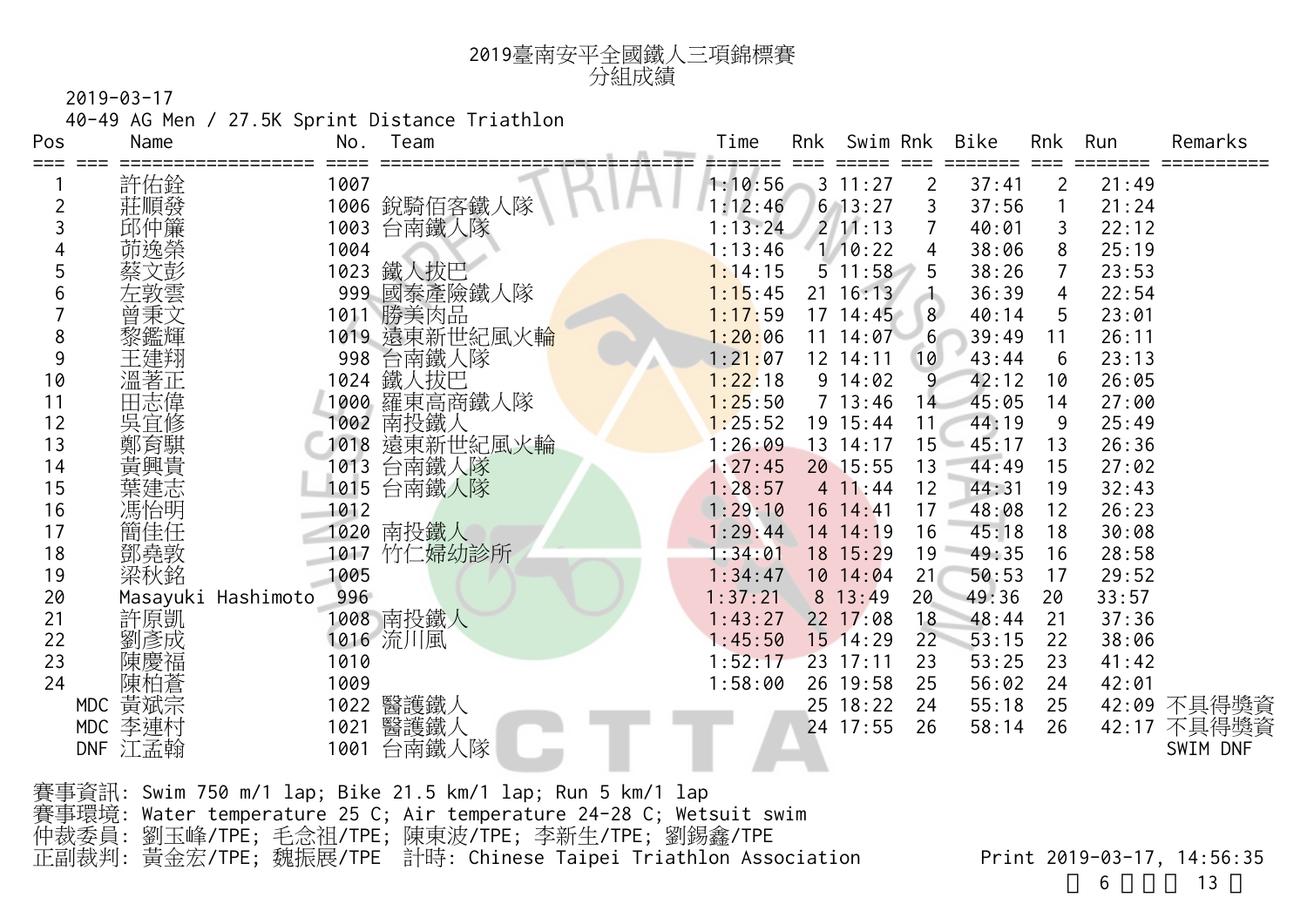# 2019臺南安平全國鐵人三項錦標賽
## 分組成績

2019-03-17

40-49 AG Men / 27.5K Sprint Distance Triathlon

| Pos | | Name | No. | Team | Time | Rnk | Swim | Rnk | Bike | Rnk | Run | Remarks |
|---|---|---|---|---|---|---|---|---|---|---|---|---|
| 1 | | 許佑銓 | 1007 | | 1:10:56 | 3 | 11:27 | 2 | 37:41 | 2 | 21:49 | |
| 2 | | 莊順發 | 1006 | 銳騎佰客鐵人隊 | 1:12:46 | 6 | 13:27 | 3 | 37:56 | 1 | 21:24 | |
| 3 | | 邱仲簾 | 1003 | 台南鐵人隊 | 1:13:24 | 2 | 11:13 | 7 | 40:01 | 3 | 22:12 | |
| 4 | | 茆逸榮 | 1004 | | 1:13:46 | 1 | 10:22 | 4 | 38:06 | 8 | 25:19 | |
| 5 | | 蔡文彭 | 1023 | 鐵人拔巴 | 1:14:15 | 5 | 11:58 | 5 | 38:26 | 7 | 23:53 | |
| 6 | | 左敦雲 | 999 | 國泰產險鐵人隊 | 1:15:45 | 21 | 16:13 | 1 | 36:39 | 4 | 22:54 | |
| 7 | | 曾秉文 | 1011 | 勝美肉品 | 1:17:59 | 17 | 14:45 | 8 | 40:14 | 5 | 23:01 | |
| 8 | | 黎鑑輝 | 1019 | 遠東新世紀風火輪 | 1:20:06 | 11 | 14:07 | 6 | 39:49 | 11 | 26:11 | |
| 9 | | 王建翔 | 998 | 台南鐵人隊 | 1:21:07 | 12 | 14:11 | 10 | 43:44 | 6 | 23:13 | |
| 10 | | 溫著正 | 1024 | 鐵人拔巴 | 1:22:18 | 9 | 14:02 | 9 | 42:12 | 10 | 26:05 | |
| 11 | | 田志偉 | 1000 | 羅東高商鐵人隊 | 1:25:50 | 7 | 13:46 | 14 | 45:05 | 14 | 27:00 | |
| 12 | | 吳宜修 | 1002 | 南投鐵人 | 1:25:52 | 19 | 15:44 | 11 | 44:19 | 9 | 25:49 | |
| 13 | | 鄭育騏 | 1018 | 遠東新世紀風火輪 | 1:26:09 | 13 | 14:17 | 15 | 45:17 | 13 | 26:36 | |
| 14 | | 黃興貴 | 1013 | 台南鐵人隊 | 1:27:45 | 20 | 15:55 | 13 | 44:49 | 15 | 27:02 | |
| 15 | | 葉建志 | 1015 | 台南鐵人隊 | 1:28:57 | 4 | 11:44 | 12 | 44:31 | 19 | 32:43 | |
| 16 | | 馮怡明 | 1012 | | 1:29:10 | 16 | 14:41 | 17 | 48:08 | 12 | 26:23 | |
| 17 | | 簡佳任 | 1020 | 南投鐵人 | 1:29:44 | 14 | 14:19 | 16 | 45:18 | 18 | 30:08 | |
| 18 | | 鄧堯敦 | 1017 | 竹仁婦幼診所 | 1:34:01 | 18 | 15:29 | 19 | 49:35 | 16 | 28:58 | |
| 19 | | 梁秋銘 | 1005 | | 1:34:47 | 10 | 14:04 | 21 | 50:53 | 17 | 29:52 | |
| 20 | | Masayuki Hashimoto | 996 | | 1:37:21 | 8 | 13:49 | 20 | 49:36 | 20 | 33:57 | |
| 21 | | 許原凱 | 1008 | 南投鐵人 | 1:43:27 | 22 | 17:08 | 18 | 48:44 | 21 | 37:36 | |
| 22 | | 劉彥成 | 1016 | 流川風 | 1:45:50 | 15 | 14:29 | 22 | 53:15 | 22 | 38:06 | |
| 23 | | 陳慶福 | 1010 | | 1:52:17 | 23 | 17:11 | 23 | 53:25 | 23 | 41:42 | |
| 24 | | 陳柏蒼 | 1009 | | 1:58:00 | 26 | 19:58 | 25 | 56:02 | 24 | 42:01 | |
| | MDC | 黃斌宗 | 1022 | 醫護鐵人 | | 25 | 18:22 | 24 | 55:18 | 25 | 42:09 | 不具得獎資 |
| | MDC | 李連村 | 1021 | 醫護鐵人 | | 24 | 17:55 | 26 | 58:14 | 26 | 42:17 | 不具得獎資 |
| | DNF | 江孟翰 | 1001 | 台南鐵人隊 | | | | | | | | SWIM DNF |

賽事資訊: Swim 750 m/1 lap; Bike 21.5 km/1 lap; Run 5 km/1 lap
賽事環境: Water temperature 25 C; Air temperature 24-28 C; Wetsuit swim
仲裁委員: 劉玉峰/TPE; 毛念祖/TPE; 陳東波/TPE; 李新生/TPE; 劉錫鑫/TPE
正副裁判: 黃金宏/TPE; 魏振展/TPE　計時: Chinese Taipei Triathlon Association

Print 2019-03-17, 14:56:35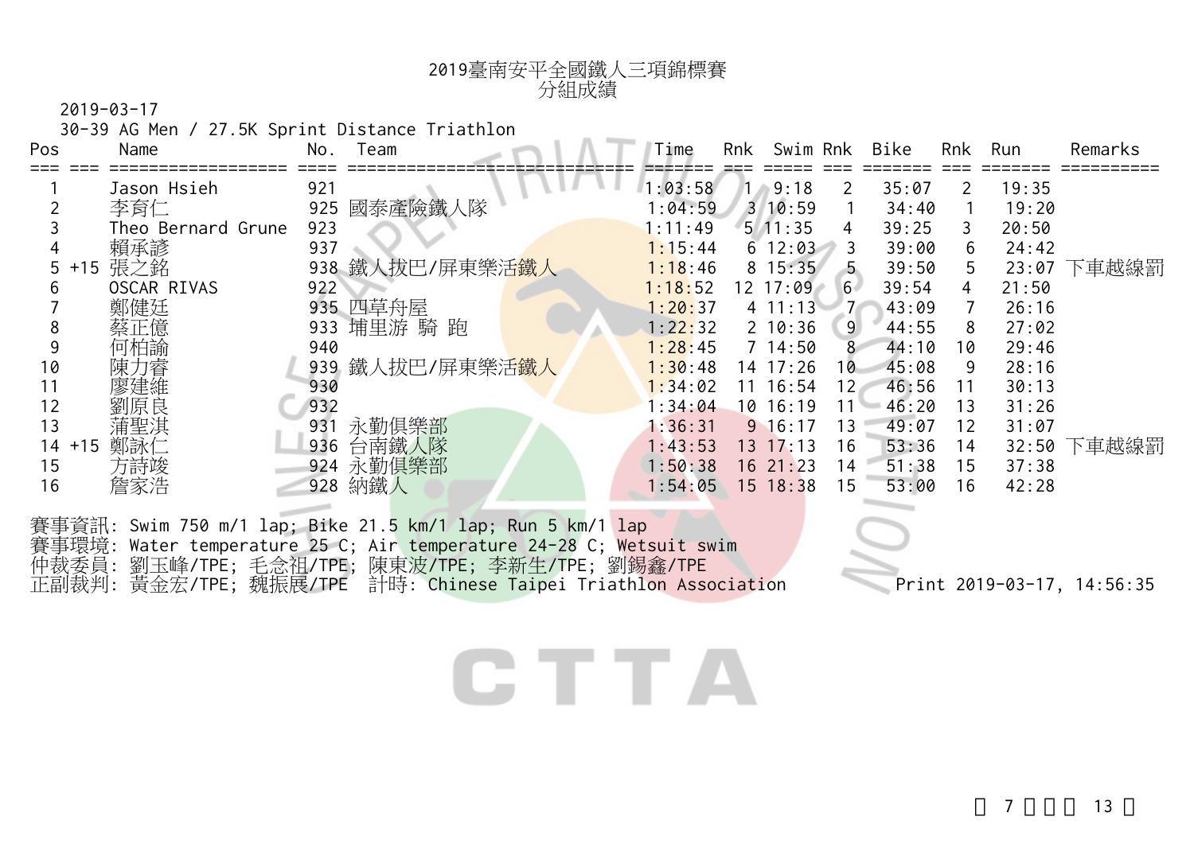# 2019臺南安平全國鐵人三項錦標賽
## 分組成績

2019-03-17

30-39 AG Men / 27.5K Sprint Distance Triathlon

| Pos | | Name | No. | Team | Time | Rnk | Swim | Rnk | Bike | Rnk | Run | Remarks |
|---|---|---|---|---|---|---|---|---|---|---|---|---|
| 1 | | Jason Hsieh | 921 | | 1:03:58 | 1 | 9:18 | 2 | 35:07 | 2 | 19:35 | |
| 2 | | 李育仁 | 925 | 國泰產險鐵人隊 | 1:04:59 | 3 | 10:59 | 1 | 34:40 | 1 | 19:20 | |
| 3 | | Theo Bernard Grune | 923 | | 1:11:49 | 5 | 11:35 | 4 | 39:25 | 3 | 20:50 | |
| 4 | | 賴承諺 | 937 | | 1:15:44 | 6 | 12:03 | 3 | 39:00 | 6 | 24:42 | |
| 5 | +15 | 張之銘 | 938 | 鐵人拔巴/屏東樂活鐵人 | 1:18:46 | 8 | 15:35 | 5 | 39:50 | 5 | 23:07 | 下車越線罰 |
| 6 | | OSCAR RIVAS | 922 | | 1:18:52 | 12 | 17:09 | 6 | 39:54 | 4 | 21:50 | |
| 7 | | 鄭健廷 | 935 | 四草舟屋 | 1:20:37 | 4 | 11:13 | 7 | 43:09 | 7 | 26:16 | |
| 8 | | 蔡正億 | 933 | 埔里游 騎 跑 | 1:22:32 | 2 | 10:36 | 9 | 44:55 | 8 | 27:02 | |
| 9 | | 何柏諭 | 940 | | 1:28:45 | 7 | 14:50 | 8 | 44:10 | 10 | 29:46 | |
| 10 | | 陳力睿 | 939 | 鐵人拔巴/屏東樂活鐵人 | 1:30:48 | 14 | 17:26 | 10 | 45:08 | 9 | 28:16 | |
| 11 | | 廖建維 | 930 | | 1:34:02 | 11 | 16:54 | 12 | 46:56 | 11 | 30:13 | |
| 12 | | 劉原良 | 932 | | 1:34:04 | 10 | 16:19 | 11 | 46:20 | 13 | 31:26 | |
| 13 | | 蒲聖淇 | 931 | 永勤俱樂部 | 1:36:31 | 9 | 16:17 | 13 | 49:07 | 12 | 31:07 | |
| 14 | +15 | 鄭詠仁 | 936 | 台南鐵人隊 | 1:43:53 | 13 | 17:13 | 16 | 53:36 | 14 | 32:50 | 下車越線罰 |
| 15 | | 方詩竣 | 924 | 永勤俱樂部 | 1:50:38 | 16 | 21:23 | 14 | 51:38 | 15 | 37:38 | |
| 16 | | 詹家浩 | 928 | 納鐵人 | 1:54:05 | 15 | 18:38 | 15 | 53:00 | 16 | 42:28 | |

賽事資訊: Swim 750 m/1 lap; Bike 21.5 km/1 lap; Run 5 km/1 lap

賽事環境: Water temperature 25 C; Air temperature 24-28 C; Wetsuit swim

仲裁委員: 劉玉峰/TPE; 毛念祖/TPE; 陳東波/TPE; 李新生/TPE; 劉錫鑫/TPE

正副裁判: 黃金宏/TPE; 魏振展/TPE 計時: Chinese Taipei Triathlon Association

Print 2019-03-17, 14:56:35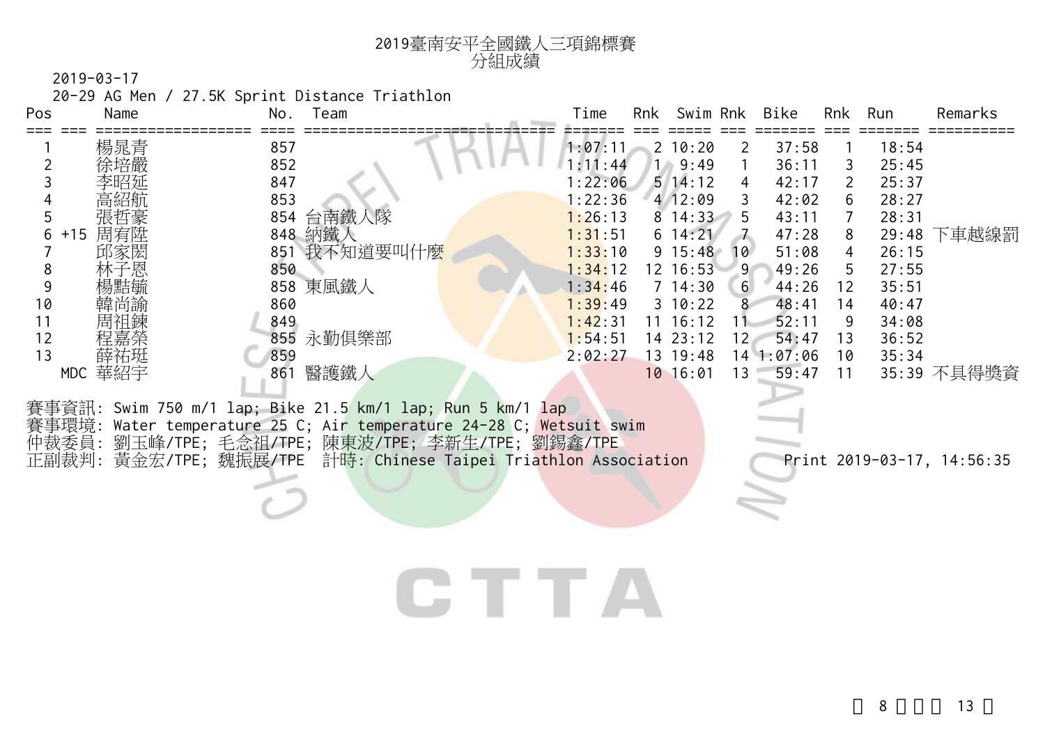# 2019臺南安平全國鐵人三項錦標賽
## 分組成績

2019-03-17

20-29 AG Men / 27.5K Sprint Distance Triathlon

| Pos | | Name | No. | Team | Time | Rnk | Swim | Rnk | Bike | Rnk | Run | Remarks |
|---|---|---|---|---|---|---|---|---|---|---|---|---|
| 1 | | 楊晁青 | 857 | | 1:07:11 | 2 | 10:20 | 2 | 37:58 | 1 | 18:54 | |
| 2 | | 徐培嚴 | 852 | | 1:11:44 | 1 | 9:49 | 1 | 36:11 | 3 | 25:45 | |
| 3 | | 李昭延 | 847 | | 1:22:06 | 5 | 14:12 | 4 | 42:17 | 2 | 25:37 | |
| 4 | | 高紹航 | 853 | | 1:22:36 | 4 | 12:09 | 3 | 42:02 | 6 | 28:27 | |
| 5 | | 張哲豪 | 854 | 台南鐵人隊 | 1:26:13 | 8 | 14:33 | 5 | 43:11 | 7 | 28:31 | |
| 6 | +15 | 周宥陞 | 848 | 納鐵人 | 1:31:51 | 6 | 14:21 | 7 | 47:28 | 8 | 29:48 | 下車越線罰 |
| 7 | | 邱家閎 | 851 | 我不知道要叫什麼 | 1:33:10 | 9 | 15:48 | 10 | 51:08 | 4 | 26:15 | |
| 8 | | 林子恩 | 850 | | 1:34:12 | 12 | 16:53 | 9 | 49:26 | 5 | 27:55 | |
| 9 | | 楊黠毓 | 858 | 東風鐵人 | 1:34:46 | 7 | 14:30 | 6 | 44:26 | 12 | 35:51 | |
| 10 | | 韓尚諭 | 860 | | 1:39:49 | 3 | 10:22 | 8 | 48:41 | 14 | 40:47 | |
| 11 | | 周祖鍊 | 849 | | 1:42:31 | 11 | 16:12 | 11 | 52:11 | 9 | 34:08 | |
| 12 | | 程嘉榮 | 855 | 永勤俱樂部 | 1:54:51 | 14 | 23:12 | 12 | 54:47 | 13 | 36:52 | |
| 13 | | 薛祐珽 | 859 | | 2:02:27 | 13 | 19:48 | 14 | 1:07:06 | 10 | 35:34 | |
| | MDC | 華紹宇 | 861 | 醫護鐵人 | | 10 | 16:01 | 13 | 59:47 | 11 | 35:39 | 不具得獎資 |

賽事資訊: Swim 750 m/1 lap; Bike 21.5 km/1 lap; Run 5 km/1 lap

賽事環境: Water temperature 25 C; Air temperature 24-28 C; Wetsuit swim

仲裁委員: 劉玉峰/TPE; 毛念祖/TPE; 陳東波/TPE; 李新生/TPE; 劉錫鑫/TPE

正副裁判: 黃金宏/TPE; 魏振展/TPE　計時: Chinese Taipei Triathlon Association

Print 2019-03-17, 14:56:35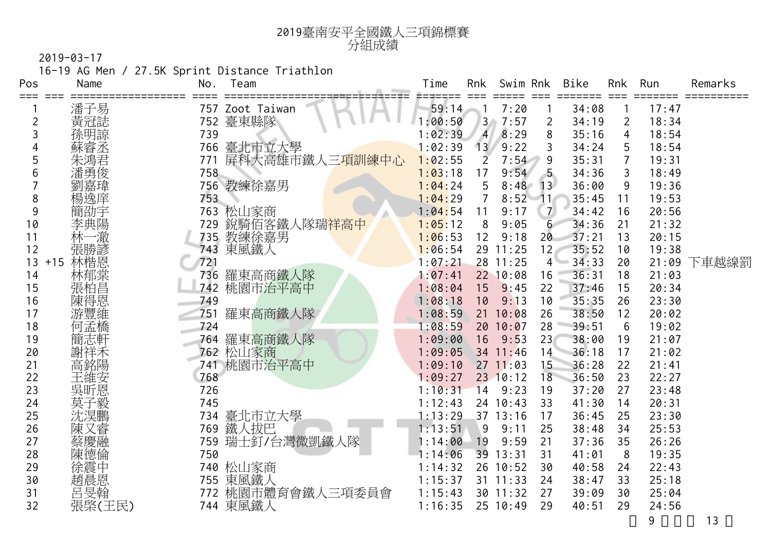# 2019臺南安平全國鐵人三項錦標賽
## 分組成績

2019-03-17

16-19 AG Men / 27.5K Sprint Distance Triathlon

| Pos | | Name | No. | Team | Time | Rnk | Swim | Rnk | Bike | Rnk | Run | Remarks |
|---|---|---|---|---|---|---|---|---|---|---|---|---|
| 1 | | 潘子易 | 757 | Zoot Taiwan | 59:14 | 1 | 7:20 | 1 | 34:08 | 1 | 17:47 | |
| 2 | | 黃冠誌 | 752 | 臺東縣隊 | 1:00:50 | 3 | 7:57 | 2 | 34:19 | 2 | 18:34 | |
| 3 | | 孫明諒 | 739 | | 1:02:39 | 4 | 8:29 | 8 | 35:16 | 4 | 18:54 | |
| 4 | | 蘇睿丞 | 766 | 臺北市立大學 | 1:02:39 | 13 | 9:22 | 3 | 34:24 | 5 | 18:54 | |
| 5 | | 朱鴻君 | 771 | 屏科大高雄市鐵人三項訓練中心 | 1:02:55 | 2 | 7:54 | 9 | 35:31 | 7 | 19:31 | |
| 6 | | 潘勇俊 | 758 | | 1:03:18 | 17 | 9:54 | 5 | 34:36 | 3 | 18:49 | |
| 7 | | 劉嘉瑋 | 756 | 教練徐嘉男 | 1:04:24 | 5 | 8:48 | 13 | 36:00 | 9 | 19:36 | |
| 8 | | 楊逸庠 | 753 | | 1:04:29 | 7 | 8:52 | 11 | 35:45 | 11 | 19:53 | |
| 9 | | 簡劭宇 | 763 | 松山家商 | 1:04:54 | 11 | 9:17 | 7 | 34:42 | 16 | 20:56 | |
| 10 | | 李典陽 | 729 | 銳騎佰客鐵人隊瑞祥高中 | 1:05:12 | 8 | 9:05 | 6 | 34:36 | 21 | 21:32 | |
| 11 | | 林一澈 | 735 | 教練徐嘉男 | 1:06:53 | 12 | 9:18 | 20 | 37:21 | 13 | 20:15 | |
| 12 | | 張勝諺 | 743 | 東風鐵人 | 1:06:54 | 29 | 11:25 | 12 | 35:52 | 10 | 19:38 | |
| 13 | +15 | 林楷恩 | 721 | | 1:07:21 | 28 | 11:25 | 4 | 34:33 | 20 | 21:09 | 下車越線罰 |
| 14 | | 林郁棠 | 736 | 羅東高商鐵人隊 | 1:07:41 | 22 | 10:08 | 16 | 36:31 | 18 | 21:03 | |
| 15 | | 張柏昌 | 742 | 桃園市治平高中 | 1:08:04 | 15 | 9:45 | 22 | 37:46 | 15 | 20:34 | |
| 16 | | 陳得恩 | 749 | | 1:08:18 | 10 | 9:13 | 10 | 35:35 | 26 | 23:30 | |
| 17 | | 游豐維 | 751 | 羅東高商鐵人隊 | 1:08:59 | 21 | 10:08 | 26 | 38:50 | 12 | 20:02 | |
| 18 | | 何孟橋 | 724 | | 1:08:59 | 20 | 10:07 | 28 | 39:51 | 6 | 19:02 | |
| 19 | | 簡志軒 | 764 | 羅東高商鐵人隊 | 1:09:00 | 16 | 9:53 | 23 | 38:00 | 19 | 21:07 | |
| 20 | | 謝祥禾 | 762 | 松山家商 | 1:09:05 | 34 | 11:46 | 14 | 36:18 | 17 | 21:02 | |
| 21 | | 高銘陽 | 741 | 桃園市治平高中 | 1:09:10 | 27 | 11:03 | 15 | 36:28 | 22 | 21:41 | |
| 22 | | 王維安 | 768 | | 1:09:27 | 23 | 10:12 | 18 | 36:50 | 23 | 22:27 | |
| 23 | | 吳昕恩 | 726 | | 1:10:31 | 14 | 9:23 | 19 | 37:20 | 27 | 23:48 | |
| 24 | | 莫子毅 | 745 | | 1:12:43 | 24 | 10:43 | 33 | 41:30 | 14 | 20:31 | |
| 25 | | 沈淏鵬 | 734 | 臺北市立大學 | 1:13:29 | 37 | 13:16 | 17 | 36:45 | 25 | 23:30 | |
| 26 | | 陳又睿 | 769 | 鐵人拔巴 | 1:13:51 | 9 | 9:11 | 25 | 38:48 | 34 | 25:53 | |
| 27 | | 蔡慶融 | 759 | 瑞士釘/台灣微凱鐵人隊 | 1:14:00 | 19 | 9:59 | 21 | 37:36 | 35 | 26:26 | |
| 28 | | 陳德倫 | 750 | | 1:14:06 | 39 | 13:31 | 31 | 41:01 | 8 | 19:35 | |
| 29 | | 徐震中 | 740 | 松山家商 | 1:14:32 | 26 | 10:52 | 30 | 40:58 | 24 | 22:43 | |
| 30 | | 趙晨恩 | 755 | 東風鐵人 | 1:15:37 | 31 | 11:33 | 24 | 38:47 | 33 | 25:18 | |
| 31 | | 呂旻翰 | 772 | 桃園市體育會鐵人三項委員會 | 1:15:43 | 30 | 11:32 | 27 | 39:09 | 30 | 25:04 | |
| 32 | | 張棨(王民) | 744 | 東風鐵人 | 1:16:35 | 25 | 10:49 | 29 | 40:51 | 29 | 24:56 | |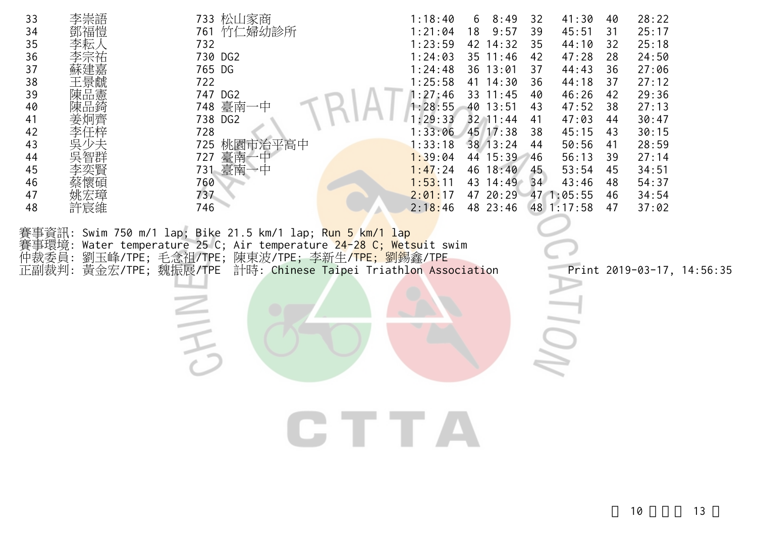| | | | | | | | | | | |
|---|---|---|---|---|---|---|---|---|---|---|
| 33 | 李崇語 | 733 松山家商 | 1:18:40 | 6 | 8:49 | 32 | 41:30 | 40 | 28:22 |
| 34 | 鄧福愷 | 761 竹仁婦幼診所 | 1:21:04 | 18 | 9:57 | 39 | 45:51 | 31 | 25:17 |
| 35 | 李耘人 | 732 | 1:23:59 | 42 | 14:32 | 35 | 44:10 | 32 | 25:18 |
| 36 | 李宗祐 | 730 DG2 | 1:24:03 | 35 | 11:46 | 42 | 47:28 | 28 | 24:50 |
| 37 | 蘇建嘉 | 765 DG | 1:24:48 | 36 | 13:01 | 37 | 44:43 | 36 | 27:06 |
| 38 | 王景龘 | 722 | 1:25:58 | 41 | 14:30 | 36 | 44:18 | 37 | 27:12 |
| 39 | 陳品憲 | 747 DG2 | 1:27:46 | 33 | 11:45 | 40 | 46:26 | 42 | 29:36 |
| 40 | 陳品錡 | 748 臺南一中 | 1:28:55 | 40 | 13:51 | 43 | 47:52 | 38 | 27:13 |
| 41 | 姜炯齊 | 738 DG2 | 1:29:33 | 32 | 11:44 | 41 | 47:03 | 44 | 30:47 |
| 42 | 李任梓 | 728 | 1:33:06 | 45 | 17:38 | 38 | 45:15 | 43 | 30:15 |
| 43 | 吳少夫 | 725 桃園市治平高中 | 1:33:18 | 38 | 13:24 | 44 | 50:56 | 41 | 28:59 |
| 44 | 吳智群 | 727 臺南一中 | 1:39:04 | 44 | 15:39 | 46 | 56:13 | 39 | 27:14 |
| 45 | 李奕賢 | 731 臺南一中 | 1:47:24 | 46 | 18:40 | 45 | 53:54 | 45 | 34:51 |
| 46 | 蔡懷碩 | 760 | 1:53:11 | 43 | 14:49 | 34 | 43:46 | 48 | 54:37 |
| 47 | 姚宏璋 | 737 | 2:01:17 | 47 | 20:29 | 47 | 1:05:55 | 46 | 34:54 |
| 48 | 許宸維 | 746 | 2:18:46 | 48 | 23:46 | 48 | 1:17:58 | 47 | 37:02 |

賽事資訊: Swim 750 m/1 lap; Bike 21.5 km/1 lap; Run 5 km/1 lap
賽事環境: Water temperature 25 C; Air temperature 24-28 C; Wetsuit swim
仲裁委員: 劉玉峰/TPE; 毛念祖/TPE; 陳東波/TPE; 李新生/TPE; 劉錫鑫/TPE
正副裁判: 黃金宏/TPE; 魏振展/TPE 計時: Chinese Taipei Triathlon Association

Print 2019-03-17, 14:56:35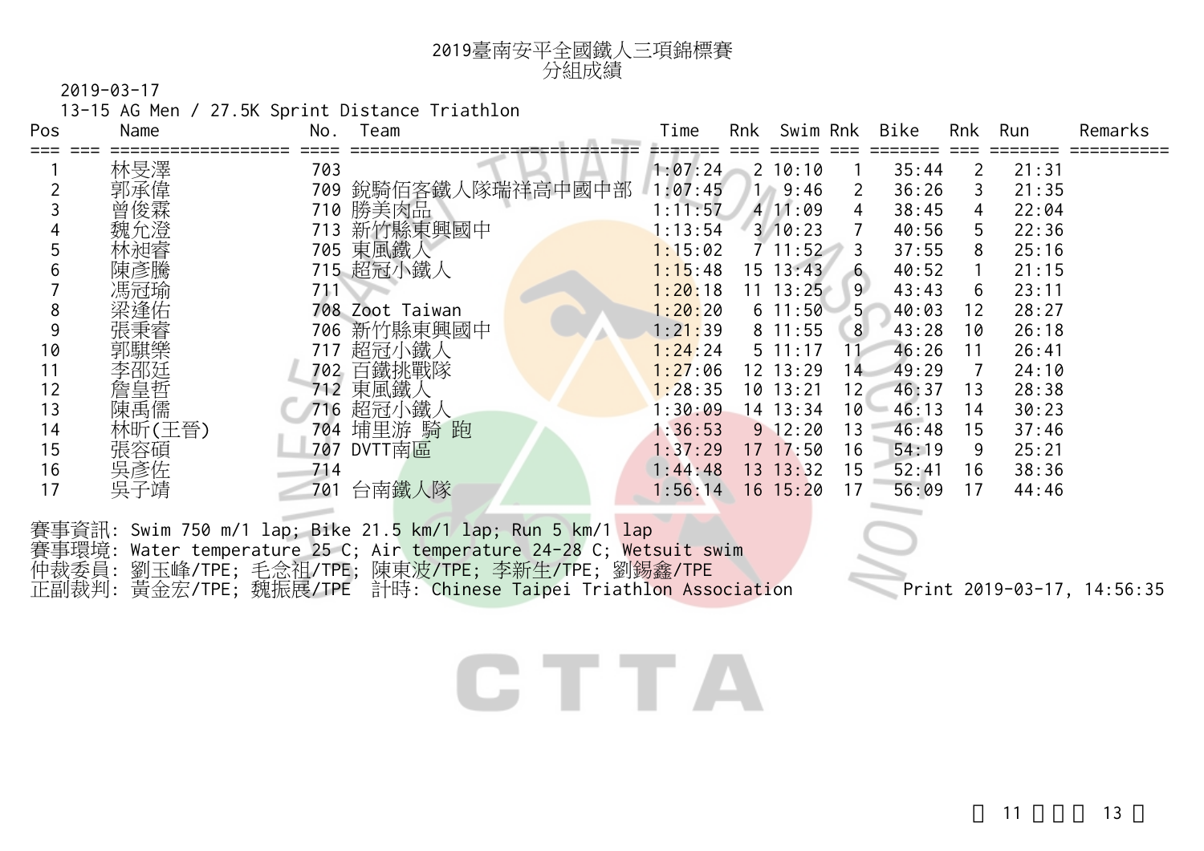# 2019臺南安平全國鐵人三項錦標賽
## 分組成績

2019-03-17

13-15 AG Men / 27.5K Sprint Distance Triathlon

| Pos | Name | No. | Team | Time | Rnk | Swim | Rnk | Bike | Rnk | Run | Remarks |
|---|---|---|---|---|---|---|---|---|---|---|---|
| 1 | 林旻澤 | 703 | | 1:07:24 | 2 | 10:10 | 1 | 35:44 | 2 | 21:31 | |
| 2 | 郭承偉 | 709 | 銳騎佰客鐵人隊瑞祥高中國中部 | 1:07:45 | 1 | 9:46 | 2 | 36:26 | 3 | 21:35 | |
| 3 | 曾俊霖 | 710 | 勝美肉品 | 1:11:57 | 4 | 11:09 | 4 | 38:45 | 4 | 22:04 | |
| 4 | 魏允澄 | 713 | 新竹縣東興國中 | 1:13:54 | 3 | 10:23 | 7 | 40:56 | 5 | 22:36 | |
| 5 | 林昶睿 | 705 | 東風鐵人 | 1:15:02 | 7 | 11:52 | 3 | 37:55 | 8 | 25:16 | |
| 6 | 陳彥騰 | 715 | 超冠小鐵人 | 1:15:48 | 15 | 13:43 | 6 | 40:52 | 1 | 21:15 | |
| 7 | 馮冠瑜 | 711 | | 1:20:18 | 11 | 13:25 | 9 | 43:43 | 6 | 23:11 | |
| 8 | 梁逢佑 | 708 | Zoot Taiwan | 1:20:20 | 6 | 11:50 | 5 | 40:03 | 12 | 28:27 | |
| 9 | 張秉睿 | 706 | 新竹縣東興國中 | 1:21:39 | 8 | 11:55 | 8 | 43:28 | 10 | 26:18 | |
| 10 | 郭騏樂 | 717 | 超冠小鐵人 | 1:24:24 | 5 | 11:17 | 11 | 46:26 | 11 | 26:41 | |
| 11 | 李邵廷 | 702 | 百鐵挑戰隊 | 1:27:06 | 12 | 13:29 | 14 | 49:29 | 7 | 24:10 | |
| 12 | 詹皇哲 | 712 | 東風鐵人 | 1:28:35 | 10 | 13:21 | 12 | 46:37 | 13 | 28:38 | |
| 13 | 陳禹儒 | 716 | 超冠小鐵人 | 1:30:09 | 14 | 13:34 | 10 | 46:13 | 14 | 30:23 | |
| 14 | 林昕(王晉) | 704 | 埔里游 騎 跑 | 1:36:53 | 9 | 12:20 | 13 | 46:48 | 15 | 37:46 | |
| 15 | 張容碩 | 707 | DVTT南區 | 1:37:29 | 17 | 17:50 | 16 | 54:19 | 9 | 25:21 | |
| 16 | 吳彥佐 | 714 | | 1:44:48 | 13 | 13:32 | 15 | 52:41 | 16 | 38:36 | |
| 17 | 吳子靖 | 701 | 台南鐵人隊 | 1:56:14 | 16 | 15:20 | 17 | 56:09 | 17 | 44:46 | |

賽事資訊: Swim 750 m/1 lap; Bike 21.5 km/1 lap; Run 5 km/1 lap

賽事環境: Water temperature 25 C; Air temperature 24-28 C; Wetsuit swim

仲裁委員: 劉玉峰/TPE; 毛念祖/TPE; 陳東波/TPE; 李新生/TPE; 劉錫鑫/TPE

正副裁判: 黃金宏/TPE; 魏振展/TPE 計時: Chinese Taipei Triathlon Association

Print 2019-03-17, 14:56:35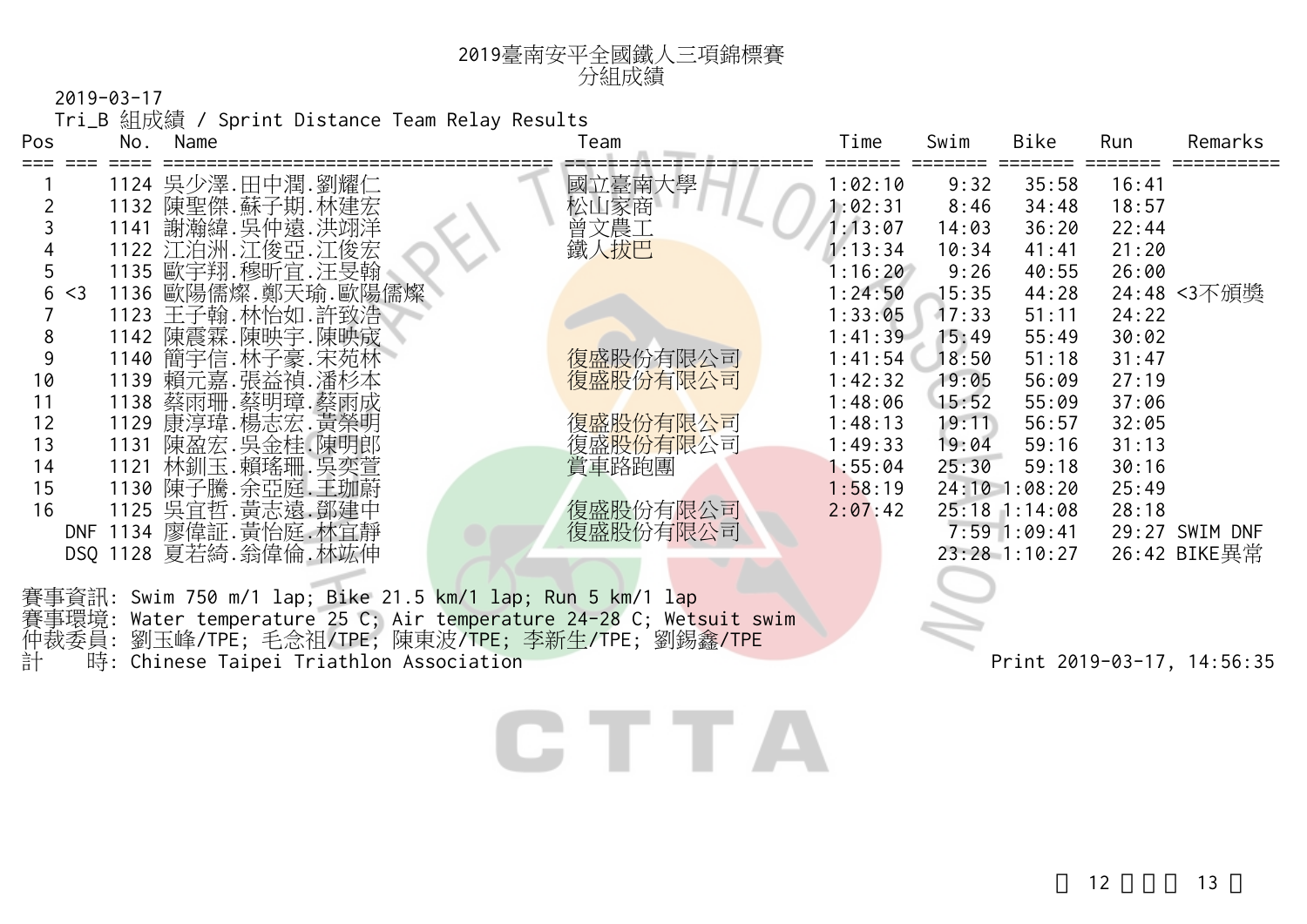# 2019臺南安平全國鐵人三項錦標賽
## 分組成績

2019-03-17

Tri_B 組成績 / Sprint Distance Team Relay Results

| Pos | | No. | Name | Team | Time | Swim | Bike | Run | Remarks |
|---|---|---|---|---|---|---|---|---|---|
| 1 | | 1124 | 吳少澤.田中潤.劉耀仁 | 國立臺南大學 | 1:02:10 | 9:32 | 35:58 | 16:41 | |
| 2 | | 1132 | 陳聖傑.蘇子期.林建宏 | 松山家商 | 1:02:31 | 8:46 | 34:48 | 18:57 | |
| 3 | | 1141 | 謝瀚緯.吳仲遠.洪翊洋 | 曾文農工 | 1:13:07 | 14:03 | 36:20 | 22:44 | |
| 4 | | 1122 | 江泊洲.江俊亞.江俊宏 | 鐵人拔巴 | 1:13:34 | 10:34 | 41:41 | 21:20 | |
| 5 | | 1135 | 歐宇翔.穆昕宜.汪旻翰 | | 1:16:20 | 9:26 | 40:55 | 26:00 | |
| 6 | <3 | 1136 | 歐陽儒燦.鄭天瑜.歐陽儒燦 | | 1:24:50 | 15:35 | 44:28 | 24:48 | <3不頒獎 |
| 7 | | 1123 | 王子翰.林怡如.許致浩 | | 1:33:05 | 17:33 | 51:11 | 24:22 | |
| 8 | | 1142 | 陳震霖.陳映宇.陳映成 | | 1:41:39 | 15:49 | 55:49 | 30:02 | |
| 9 | | 1140 | 簡宇信.林子豪.宋苑林 | 復盛股份有限公司 | 1:41:54 | 18:50 | 51:18 | 31:47 | |
| 10 | | 1139 | 賴元嘉.張益禎.潘杉本 | 復盛股份有限公司 | 1:42:32 | 19:05 | 56:09 | 27:19 | |
| 11 | | 1138 | 蔡雨珊.蔡明璋.蔡雨成 | | 1:48:06 | 15:52 | 55:09 | 37:06 | |
| 12 | | 1129 | 康淳瑋.楊志宏.黃榮明 | 復盛股份有限公司 | 1:48:13 | 19:11 | 56:57 | 32:05 | |
| 13 | | 1131 | 陳盈宏.吳金桂.陳明郎 | 復盛股份有限公司 | 1:49:33 | 19:04 | 59:16 | 31:13 | |
| 14 | | 1121 | 林釧玉.賴瑤珊.吳奕萱 | 賞車路跑團 | 1:55:04 | 25:30 | 59:18 | 30:16 | |
| 15 | | 1130 | 陳子騰.余亞庭.王珈蔚 | | 1:58:19 | 24:10 | 1:08:20 | 25:49 | |
| 16 | | 1125 | 吳宜哲.黃志遠.鄧建中 | 復盛股份有限公司 | 2:07:42 | 25:18 | 1:14:08 | 28:18 | |
| DNF | | 1134 | 廖偉証.黃怡庭.林宜靜 | 復盛股份有限公司 | | 7:59 | 1:09:41 | 29:27 | SWIM DNF |
| DSQ | | 1128 | 夏若綺.翁偉倫.林竑伸 | | | 23:28 | 1:10:27 | 26:42 | BIKE異常 |

賽事資訊: Swim 750 m/1 lap; Bike 21.5 km/1 lap; Run 5 km/1 lap
賽事環境: Water temperature 25 C; Air temperature 24-28 C; Wetsuit swim
仲裁委員: 劉玉峰/TPE; 毛念祖/TPE; 陳東波/TPE; 李新生/TPE; 劉錫鑫/TPE
計　　時: Chinese Taipei Triathlon Association

Print 2019-03-17, 14:56:35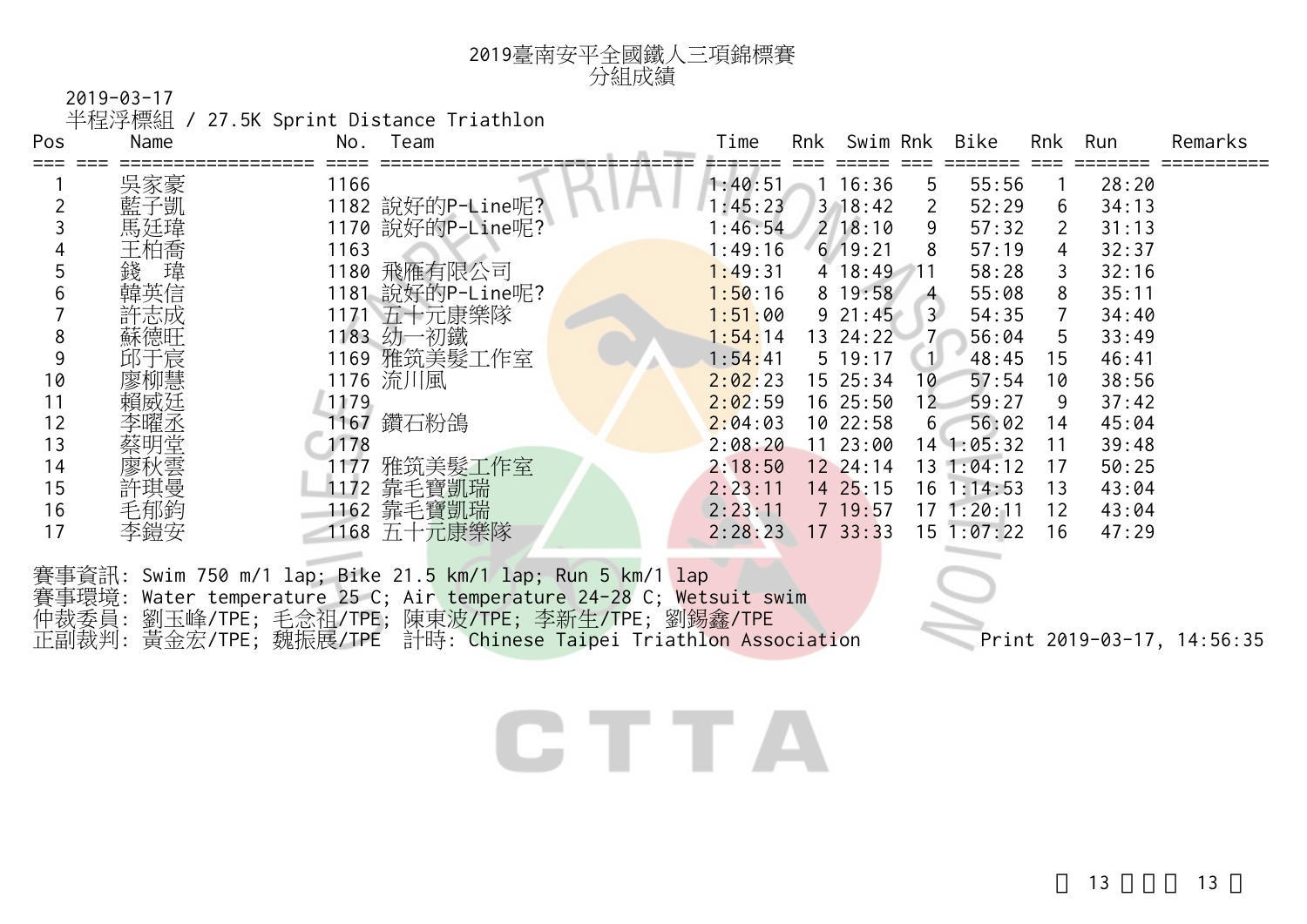# 2019臺南安平全國鐵人三項錦標賽
## 分組成績

2019-03-17

半程浮標組 / 27.5K Sprint Distance Triathlon

| Pos | Name | No. | Team | Time | Rnk | Swim | Rnk | Bike | Rnk | Run | Remarks |
|---|---|---|---|---|---|---|---|---|---|---|---|
| 1 | 吳家豪 | 1166 | | 1:40:51 | 1 | 16:36 | 5 | 55:56 | 1 | 28:20 | |
| 2 | 藍子凱 | 1182 | 說好的P-Line呢? | 1:45:23 | 3 | 18:42 | 2 | 52:29 | 6 | 34:13 | |
| 3 | 馬廷瑋 | 1170 | 說好的P-Line呢? | 1:46:54 | 2 | 18:10 | 9 | 57:32 | 2 | 31:13 | |
| 4 | 王柏喬 | 1163 | | 1:49:16 | 6 | 19:21 | 8 | 57:19 | 4 | 32:37 | |
| 5 | 錢 瑋 | 1180 | 飛雁有限公司 | 1:49:31 | 4 | 18:49 | 11 | 58:28 | 3 | 32:16 | |
| 6 | 韓英信 | 1181 | 說好的P-Line呢? | 1:50:16 | 8 | 19:58 | 4 | 55:08 | 8 | 35:11 | |
| 7 | 許志成 | 1171 | 五十元康樂隊 | 1:51:00 | 9 | 21:45 | 3 | 54:35 | 7 | 34:40 | |
| 8 | 蘇德旺 | 1183 | 幼一初鐵 | 1:54:14 | 13 | 24:22 | 7 | 56:04 | 5 | 33:49 | |
| 9 | 邱于宸 | 1169 | 雅筑美髮工作室 | 1:54:41 | 5 | 19:17 | 1 | 48:45 | 15 | 46:41 | |
| 10 | 廖柳慧 | 1176 | 流川風 | 2:02:23 | 15 | 25:34 | 10 | 57:54 | 10 | 38:56 | |
| 11 | 賴威廷 | 1179 | | 2:02:59 | 16 | 25:50 | 12 | 59:27 | 9 | 37:42 | |
| 12 | 李曜丞 | 1167 | 鑽石粉鴿 | 2:04:03 | 10 | 22:58 | 6 | 56:02 | 14 | 45:04 | |
| 13 | 蔡明堂 | 1178 | | 2:08:20 | 11 | 23:00 | 14 | 1:05:32 | 11 | 39:48 | |
| 14 | 廖秋雲 | 1177 | 雅筑美髮工作室 | 2:18:50 | 12 | 24:14 | 13 | 1:04:12 | 17 | 50:25 | |
| 15 | 許琪曼 | 1172 | 靠毛寶凱瑞 | 2:23:11 | 14 | 25:15 | 16 | 1:14:53 | 13 | 43:04 | |
| 16 | 毛郁鈞 | 1162 | 靠毛寶凱瑞 | 2:23:11 | 7 | 19:57 | 17 | 1:20:11 | 12 | 43:04 | |
| 17 | 李鎧安 | 1168 | 五十元康樂隊 | 2:28:23 | 17 | 33:33 | 15 | 1:07:22 | 16 | 47:29 | |

賽事資訊: Swim 750 m/1 lap; Bike 21.5 km/1 lap; Run 5 km/1 lap

賽事環境: Water temperature 25 C; Air temperature 24-28 C; Wetsuit swim

仲裁委員: 劉玉峰/TPE; 毛念祖/TPE; 陳東波/TPE; 李新生/TPE; 劉錫鑫/TPE

正副裁判: 黃金宏/TPE; 魏振展/TPE 計時: Chinese Taipei Triathlon Association

Print 2019-03-17, 14:56:35